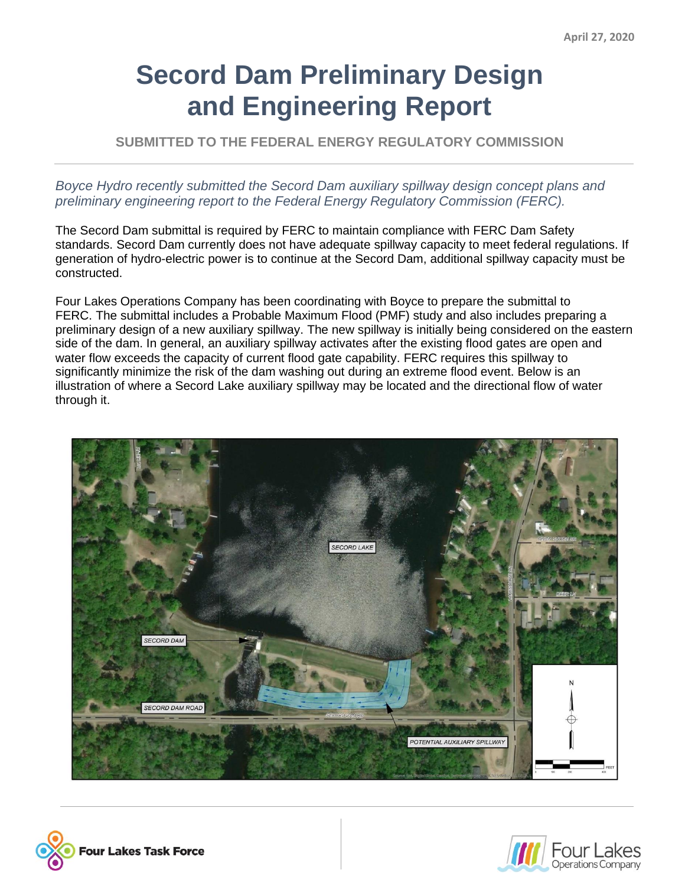April 27, 2020

# Secord Dam Preliminary Design and Engineering Report

**SUBMITTED TO THE FEDERAL ENERGY REGULATORY COMMISSION**

*Boyce Hydro recently submitted the Secord Dam auxiliary spillway design concept plans and preliminary engineering report to the Federal Energy Regulatory Commission (FERC).*

The Secord Dam submittal is required by FERC to maintain compliance with FERC Dam Safety standards. Secord Dam currently does not have adequate spillway capacity to meet federal regulations. If generation of hydro-electric power is to continue at the Secord Dam, additional spillway capacity must be constructed.

Four Lakes Operations Company has been coordinating with Boyce to prepare the submittal to FERC. The submittal includes a Probable Maximum Flood (PMF) study and also includes preparing a preliminary design of a new auxiliary spillway. The new spillway is initially being considered on the eastern side of the dam. In general, an auxiliary spillway activates after the existing flood gates are open and water flow exceeds the capacity of current flood gate capability. FERC requires this spillway to significantly minimize the risk of the dam washing out during an extreme flood event. Below is an illustration of where a Secord Lake auxiliary spillway may be located and the directional flow of water through it.

SECORD LAKE

SECORD DAM

SECORD DAM ROAD

POTENTIAL AUXILIARY SPILLWAY

Four Lakes Task Force

Four Lakes Operations Company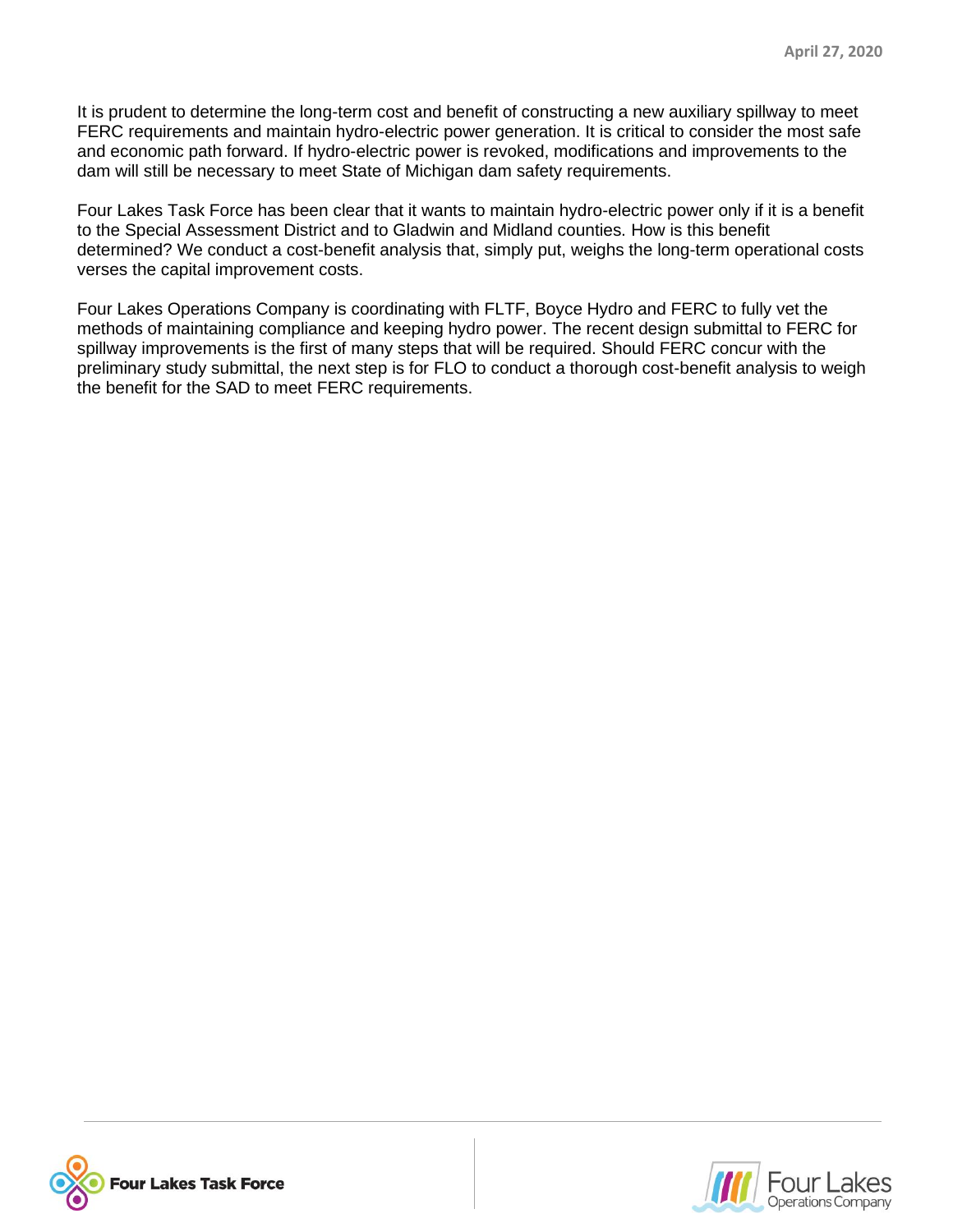It is prudent to determine the long-term cost and benefit of constructing a new auxiliary spillway to meet FERC requirements and maintain hydro-electric power generation. It is critical to consider the most safe and economic path forward. If hydro-electric power is revoked, modifications and improvements to the dam will still be necessary to meet State of Michigan dam safety requirements.

Four Lakes Task Force has been clear that it wants to maintain hydro-electric power only if it is a benefit to the Special Assessment District and to Gladwin and Midland counties. How is this benefit determined? We conduct a cost-benefit analysis that, simply put, weighs the long-term operational costs verses the capital improvement costs.

Four Lakes Operations Company is coordinating with FLTF, Boyce Hydro and FERC to fully vet the methods of maintaining compliance and keeping hydro power. The recent design submittal to FERC for spillway improvements is the first of many steps that will be required. Should FERC concur with the preliminary study submittal, the next step is for FLO to conduct a thorough cost-benefit analysis to weigh the benefit for the SAD to meet FERC requirements.